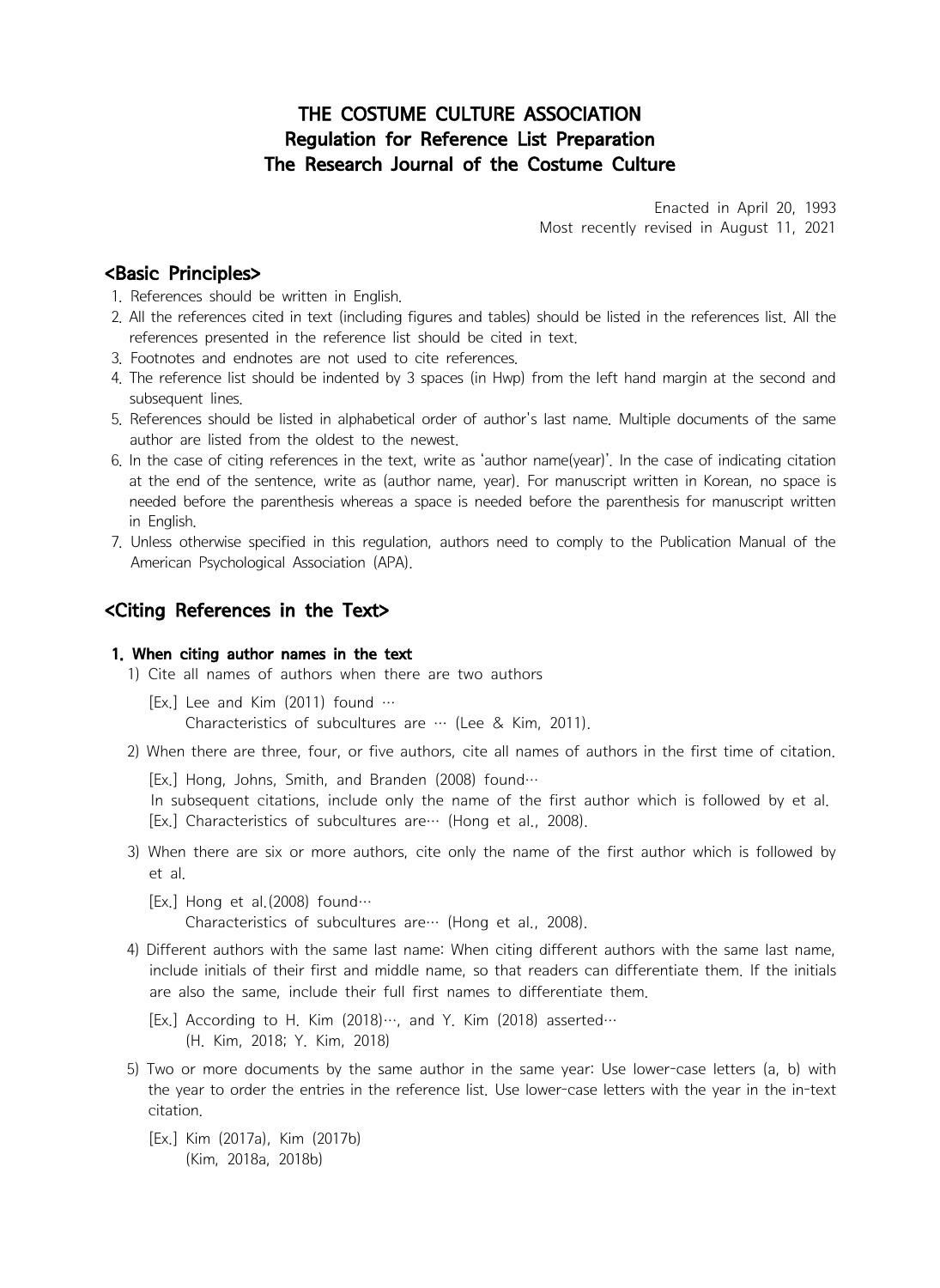# THE COSTUME CULTURE ASSOCIATION
# Regulation for Reference List Preparation
# The Research Journal of the Costume Culture

Enacted in April 20, 1993
Most recently revised in August 11, 2021

## <Basic Principles>

1. References should be written in English.
2. All the references cited in text (including figures and tables) should be listed in the references list. All the references presented in the reference list should be cited in text.
3. Footnotes and endnotes are not used to cite references.
4. The reference list should be indented by 3 spaces (in Hwp) from the left hand margin at the second and subsequent lines.
5. References should be listed in alphabetical order of author's last name. Multiple documents of the same author are listed from the oldest to the newest.
6. In the case of citing references in the text, write as 'author name(year)'. In the case of indicating citation at the end of the sentence, write as (author name, year). For manuscript written in Korean, no space is needed before the parenthesis whereas a space is needed before the parenthesis for manuscript written in English.
7. Unless otherwise specified in this regulation, authors need to comply to the Publication Manual of the American Psychological Association (APA).

## <Citing References in the Text>

### 1. When citing author names in the text

1) Cite all names of authors when there are two authors

   [Ex.] Lee and Kim (2011) found …
   Characteristics of subcultures are … (Lee & Kim, 2011).

2) When there are three, four, or five authors, cite all names of authors in the first time of citation.

   [Ex.] Hong, Johns, Smith, and Branden (2008) found…
   In subsequent citations, include only the name of the first author which is followed by et al.
   [Ex.] Characteristics of subcultures are… (Hong et al., 2008).

3) When there are six or more authors, cite only the name of the first author which is followed by et al.

   [Ex.] Hong et al.(2008) found…
   Characteristics of subcultures are… (Hong et al., 2008).

4) Different authors with the same last name: When citing different authors with the same last name, include initials of their first and middle name, so that readers can differentiate them. If the initials are also the same, include their full first names to differentiate them.

   [Ex.] According to H. Kim (2018)…, and Y. Kim (2018) asserted…
   (H. Kim, 2018; Y. Kim, 2018)

5) Two or more documents by the same author in the same year: Use lower-case letters (a, b) with the year to order the entries in the reference list. Use lower-case letters with the year in the in-text citation.

   [Ex.] Kim (2017a), Kim (2017b)
   (Kim, 2018a, 2018b)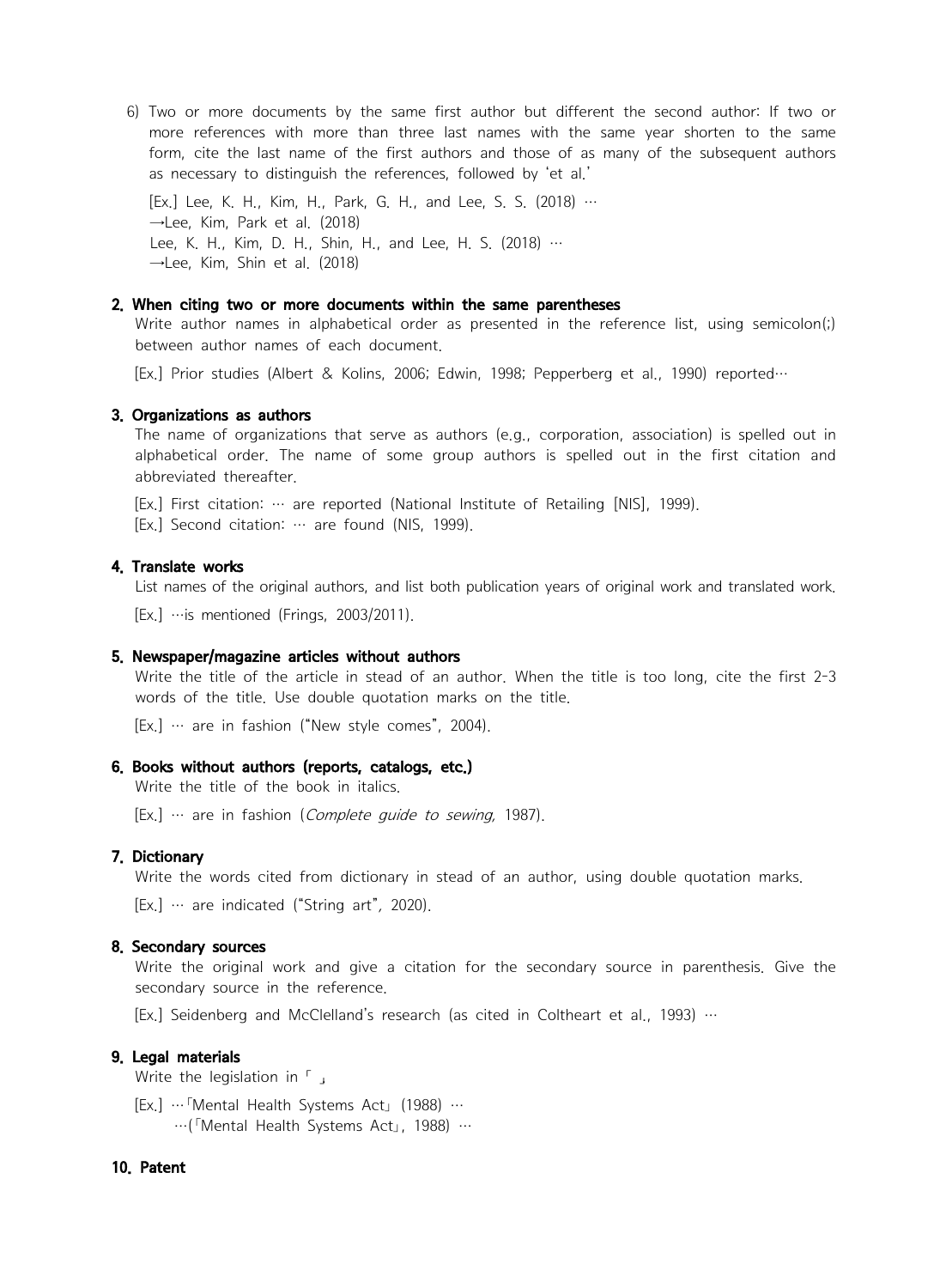6) Two or more documents by the same first author but different the second author: If two or more references with more than three last names with the same year shorten to the same form, cite the last name of the first authors and those of as many of the subsequent authors as necessary to distinguish the references, followed by 'et al.'

[Ex.] Lee, K. H., Kim, H., Park, G. H., and Lee, S. S. (2018) …
→Lee, Kim, Park et al. (2018)
Lee, K. H., Kim, D. H., Shin, H., and Lee, H. S. (2018) …
→Lee, Kim, Shin et al. (2018)

## 2. When citing two or more documents within the same parentheses

Write author names in alphabetical order as presented in the reference list, using semicolon(;) between author names of each document.

[Ex.] Prior studies (Albert & Kolins, 2006; Edwin, 1998; Pepperberg et al., 1990) reported…

## 3. Organizations as authors

The name of organizations that serve as authors (e.g., corporation, association) is spelled out in alphabetical order. The name of some group authors is spelled out in the first citation and abbreviated thereafter.

[Ex.] First citation: … are reported (National Institute of Retailing [NIS], 1999).
[Ex.] Second citation: … are found (NIS, 1999).

## 4. Translate works

List names of the original authors, and list both publication years of original work and translated work.

[Ex.] …is mentioned (Frings, 2003/2011).

## 5. Newspaper/magazine articles without authors

Write the title of the article in stead of an author. When the title is too long, cite the first 2-3 words of the title. Use double quotation marks on the title.

[Ex.] … are in fashion ("New style comes", 2004).

## 6. Books without authors (reports, catalogs, etc.)

Write the title of the book in italics.

[Ex.] … are in fashion (*Complete guide to sewing,* 1987).

## 7. Dictionary

Write the words cited from dictionary in stead of an author, using double quotation marks.

[Ex.] … are indicated ("String art", 2020).

## 8. Secondary sources

Write the original work and give a citation for the secondary source in parenthesis. Give the secondary source in the reference.

[Ex.] Seidenberg and McClelland's research (as cited in Coltheart et al., 1993) …

## 9. Legal materials

Write the legislation in「 」

[Ex.] …「Mental Health Systems Act」 (1988) …
…(「Mental Health Systems Act」, 1988) …

## 10. Patent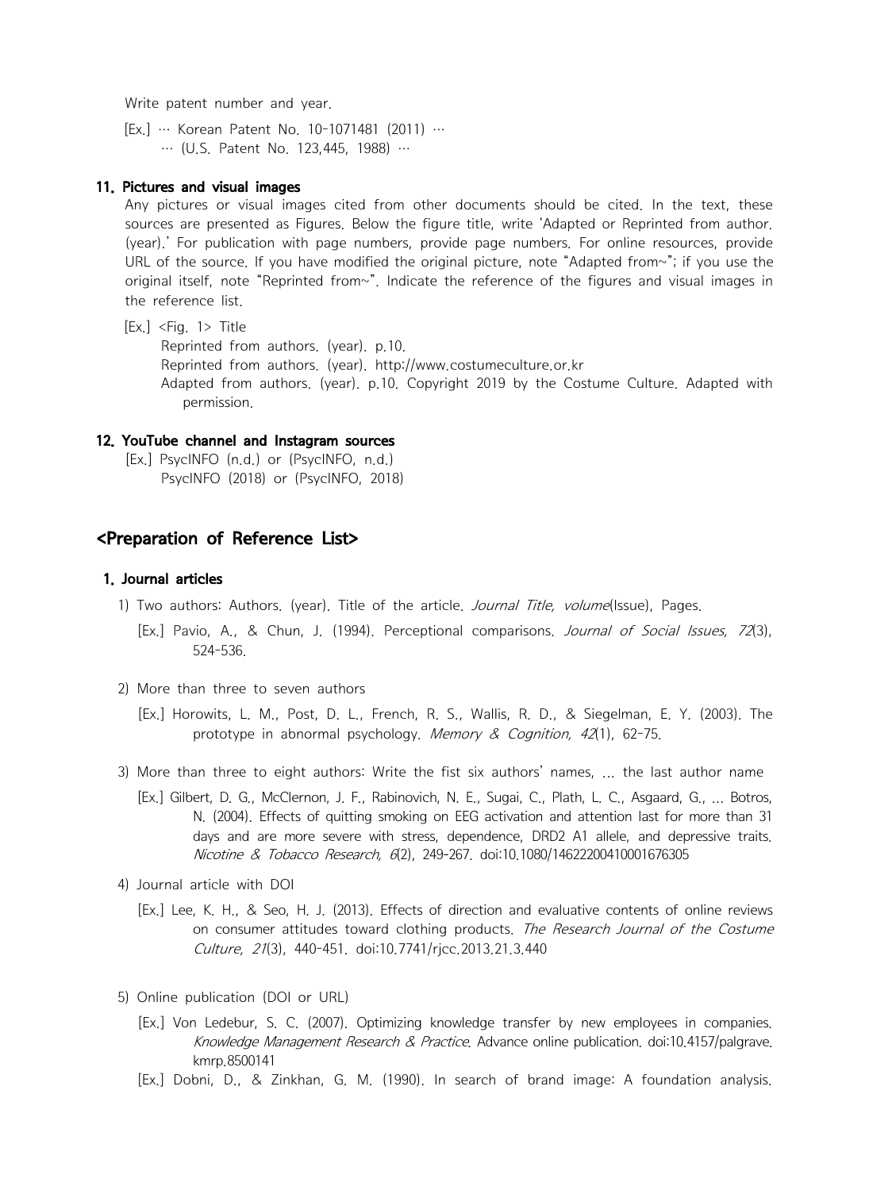Write patent number and year.

[Ex.] … Korean Patent No. 10-1071481 (2011) …
… (U.S. Patent No. 123,445, 1988) …

### 11. Pictures and visual images

Any pictures or visual images cited from other documents should be cited. In the text, these sources are presented as Figures. Below the figure title, write 'Adapted or Reprinted from author. (year).' For publication with page numbers, provide page numbers. For online resources, provide URL of the source. If you have modified the original picture, note "Adapted from~"; if you use the original itself, note "Reprinted from~". Indicate the reference of the figures and visual images in the reference list.

[Ex.] <Fig. 1> Title
Reprinted from authors. (year). p.10.
Reprinted from authors. (year). http://www.costumeculture.or.kr
Adapted from authors. (year). p.10. Copyright 2019 by the Costume Culture. Adapted with permission.

### 12. YouTube channel and Instagram sources

[Ex.] PsycINFO (n.d.) or (PsycINFO, n.d.)
PsycINFO (2018) or (PsycINFO, 2018)

## <Preparation of Reference List>

### 1. Journal articles

1) Two authors: Authors. (year). Title of the article. *Journal Title, volume*(Issue), Pages.

[Ex.] Pavio, A., & Chun, J. (1994). Perceptional comparisons. *Journal of Social Issues, 72*(3), 524-536.

2) More than three to seven authors

[Ex.] Horowits, L. M., Post, D. L., French, R. S., Wallis, R. D., & Siegelman, E. Y. (2003). The prototype in abnormal psychology. *Memory & Cognition, 42*(1), 62-75.

3) More than three to eight authors: Write the fist six authors' names, ... the last author name

[Ex.] Gilbert, D. G., McClernon, J. F., Rabinovich, N. E., Sugai, C., Plath, L. C., Asgaard, G., ... Botros, N. (2004). Effects of quitting smoking on EEG activation and attention last for more than 31 days and are more severe with stress, dependence, DRD2 A1 allele, and depressive traits. *Nicotine & Tobacco Research, 6*(2), 249-267. doi:10.1080/14622200410001676305

4) Journal article with DOI

[Ex.] Lee, K. H., & Seo, H. J. (2013). Effects of direction and evaluative contents of online reviews on consumer attitudes toward clothing products. *The Research Journal of the Costume Culture, 21*(3), 440-451. doi:10.7741/rjcc.2013.21.3.440

5) Online publication (DOI or URL)

[Ex.] Von Ledebur, S. C. (2007). Optimizing knowledge transfer by new employees in companies. *Knowledge Management Research & Practice*. Advance online publication. doi:10.4157/palgrave.kmrp.8500141

[Ex.] Dobni, D., & Zinkhan, G. M. (1990). In search of brand image: A foundation analysis.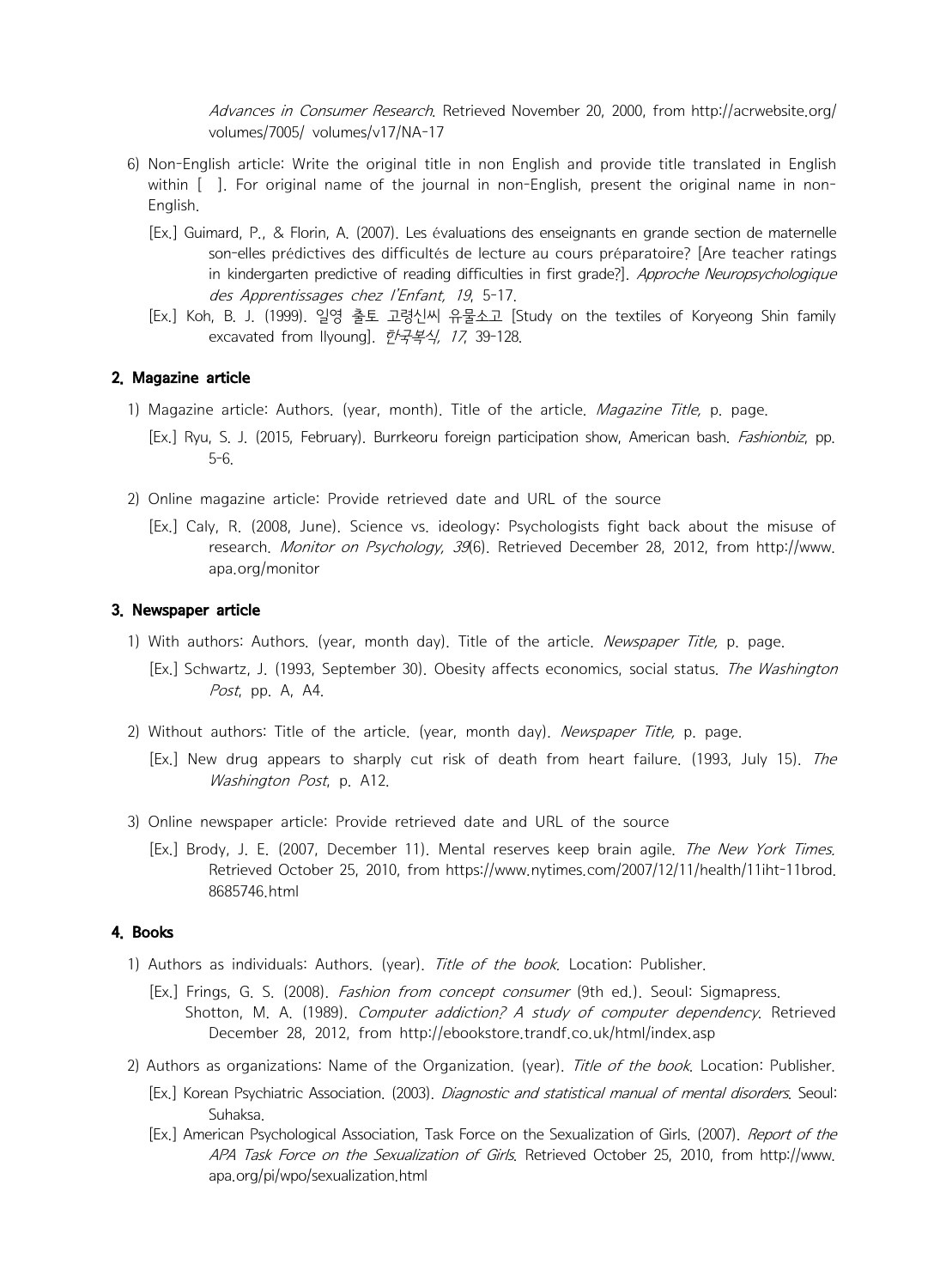*Advances in Consumer Research*. Retrieved November 20, 2000, from http://acrwebsite.org/volumes/7005/ volumes/v17/NA-17

6) Non-English article: Write the original title in non English and provide title translated in English within [ ]. For original name of the journal in non-English, present the original name in non-English.

   [Ex.] Guimard, P., & Florin, A. (2007). Les évaluations des enseignants en grande section de maternelle son-elles prédictives des difficultés de lecture au cours préparatoire? [Are teacher ratings in kindergarten predictive of reading difficulties in first grade?]. *Approche Neuropsychologique des Apprentissages chez l'Enfant, 19*, 5-17.

   [Ex.] Koh, B. J. (1999). 일영 출토 고령신씨 유물소고 [Study on the textiles of Koryeong Shin family excavated from Ilyoung]. *한국복식, 17*, 39-128.

## 2. Magazine article

1) Magazine article: Authors. (year, month). Title of the article. *Magazine Title,* p. page.

   [Ex.] Ryu, S. J. (2015, February). Burrkeoru foreign participation show, American bash. *Fashionbiz*, pp. 5-6.

2) Online magazine article: Provide retrieved date and URL of the source

   [Ex.] Caly, R. (2008, June). Science vs. ideology: Psychologists fight back about the misuse of research. *Monitor on Psychology, 39*(6). Retrieved December 28, 2012, from http://www.apa.org/monitor

## 3. Newspaper article

1) With authors: Authors. (year, month day). Title of the article. *Newspaper Title,* p. page.

   [Ex.] Schwartz, J. (1993, September 30). Obesity affects economics, social status. *The Washington Post*, pp. A, A4.

2) Without authors: Title of the article. (year, month day). *Newspaper Title,* p. page.

   [Ex.] New drug appears to sharply cut risk of death from heart failure. (1993, July 15). *The Washington Post*, p. A12.

3) Online newspaper article: Provide retrieved date and URL of the source

   [Ex.] Brody, J. E. (2007, December 11). Mental reserves keep brain agile. *The New York Times*. Retrieved October 25, 2010, from https://www.nytimes.com/2007/12/11/health/11iht-11brod.8685746.html

## 4. Books

1) Authors as individuals: Authors. (year). *Title of the book*. Location: Publisher.

   [Ex.] Frings, G. S. (2008). *Fashion from concept consumer* (9th ed.). Seoul: Sigmapress.
   Shotton, M. A. (1989). *Computer addiction? A study of computer dependency*. Retrieved December 28, 2012, from http://ebookstore.trandf.co.uk/html/index.asp

2) Authors as organizations: Name of the Organization. (year). *Title of the book*. Location: Publisher.

   [Ex.] Korean Psychiatric Association. (2003). *Diagnostic and statistical manual of mental disorders*. Seoul: Suhaksa.

   [Ex.] American Psychological Association, Task Force on the Sexualization of Girls. (2007). *Report of the APA Task Force on the Sexualization of Girls*. Retrieved October 25, 2010, from http://www.apa.org/pi/wpo/sexualization.html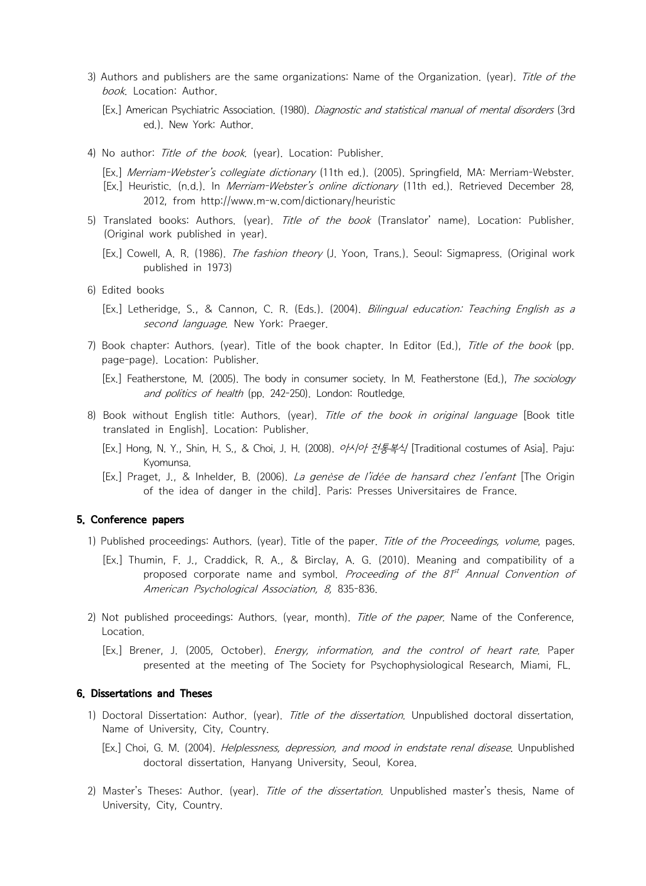3) Authors and publishers are the same organizations: Name of the Organization. (year). *Title of the book*. Location: Author.

[Ex.] American Psychiatric Association. (1980). *Diagnostic and statistical manual of mental disorders* (3rd ed.). New York: Author.

4) No author: *Title of the book.* (year). Location: Publisher.

[Ex.] *Merriam-Webster's collegiate dictionary* (11th ed.). (2005). Springfield, MA: Merriam-Webster.
[Ex.] Heuristic. (n.d.). In *Merriam-Webster's online dictionary* (11th ed.). Retrieved December 28, 2012, from http://www.m-w.com/dictionary/heuristic

5) Translated books: Authors. (year). *Title of the book* (Translator' name). Location: Publisher. (Original work published in year).

[Ex.] Cowell, A. R. (1986). *The fashion theory* (J. Yoon, Trans.). Seoul: Sigmapress. (Original work published in 1973)

6) Edited books

[Ex.] Letheridge, S., & Cannon, C. R. (Eds.). (2004). *Bilingual education: Teaching English as a second language*. New York: Praeger.

7) Book chapter: Authors. (year). Title of the book chapter. In Editor (Ed.), *Title of the book* (pp. page-page). Location: Publisher.

[Ex.] Featherstone, M. (2005). The body in consumer society. In M. Featherstone (Ed.), *The sociology and politics of health* (pp. 242-250). London: Routledge.

8) Book without English title: Authors. (year). *Title of the book in original language* [Book title translated in English]. Location: Publisher.

[Ex.] Hong, N. Y., Shin, H. S., & Choi, J. H. (2008). *아시아 전통복식* [Traditional costumes of Asia]. Paju: Kyomunsa.
[Ex.] Praget, J., & Inhelder, B. (2006). *La genèse de l'idée de hansard chez l'enfant* [The Origin of the idea of danger in the child]. Paris: Presses Universitaires de France.

## 5. Conference papers

1) Published proceedings: Authors. (year). Title of the paper. *Title of the Proceedings, volume*, pages.

[Ex.] Thumin, F. J., Craddick, R. A., & Birclay, A. G. (2010). Meaning and compatibility of a proposed corporate name and symbol. *Proceeding of the 81st Annual Convention of American Psychological Association, 8,* 835-836.

2) Not published proceedings: Authors. (year, month). *Title of the paper.* Name of the Conference, Location.

[Ex.] Brener, J. (2005, October). *Energy, information, and the control of heart rate*. Paper presented at the meeting of The Society for Psychophysiological Research, Miami, FL.

## 6. Dissertations and Theses

1) Doctoral Dissertation: Author. (year). *Title of the dissertation.* Unpublished doctoral dissertation, Name of University, City, Country.

[Ex.] Choi, G. M. (2004). *Helplessness, depression, and mood in endstate renal disease*. Unpublished doctoral dissertation, Hanyang University, Seoul, Korea.

2) Master's Theses: Author. (year). *Title of the dissertation.* Unpublished master's thesis, Name of University, City, Country.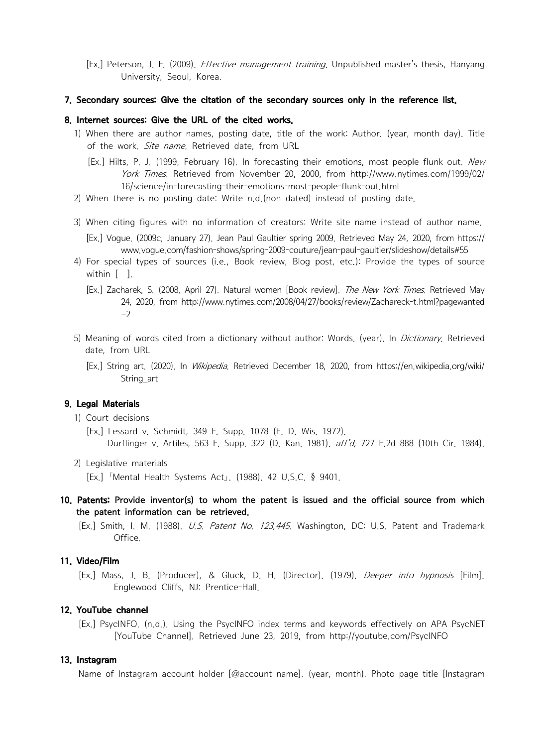[Ex.] Peterson, J. F. (2009). *Effective management training*. Unpublished master's thesis, Hanyang University, Seoul, Korea.

**7. Secondary sources: Give the citation of the secondary sources only in the reference list.**

**8. Internet sources: Give the URL of the cited works.**

1) When there are author names, posting date, title of the work: Author. (year, month day). Title of the work. *Site name*. Retrieved date, from URL

   [Ex.] Hilts, P. J. (1999, February 16). In forecasting their emotions, most people flunk out. *New York Times*. Retrieved from November 20, 2000, from http://www.nytimes.com/1999/02/16/science/in-forecasting-their-emotions-most-people-flunk-out.html

2) When there is no posting date: Write n.d.(non dated) instead of posting date.

3) When citing figures with no information of creators: Write site name instead of author name.

   [Ex.] Vogue. (2009c, January 27). Jean Paul Gaultier spring 2009. Retrieved May 24, 2020, from https://www.vogue.com/fashion-shows/spring-2009-couture/jean-paul-gaultier/slideshow/details#55

4) For special types of sources (i.e., Book review, Blog post, etc.): Provide the types of source within [ ].

   [Ex.] Zacharek, S. (2008, April 27). Natural women [Book review]. *The New York Times*. Retrieved May 24, 2020, from http://www.nytimes.com/2008/04/27/books/review/Zachareck-t.html?pagewanted=2

5) Meaning of words cited from a dictionary without author: Words. (year). In *Dictionary*. Retrieved date, from URL

   [Ex.] String art. (2020). In *Wikipedia*. Retrieved December 18, 2020, from https://en.wikipedia.org/wiki/String_art

**9. Legal Materials**

1) Court decisions

   [Ex.] Lessard v. Schmidt, 349 F. Supp. 1078 (E. D. Wis. 1972).
   Durflinger v. Artiles, 563 F. Supp. 322 (D. Kan. 1981). *aff'd*, 727 F.2d 888 (10th Cir. 1984).

2) Legislative materials

   [Ex.] 「Mental Health Systems Act」. (1988). 42 U.S.C. § 9401.

**10. Patents: Provide inventor(s) to whom the patent is issued and the official source from which the patent information can be retrieved.**

[Ex.] Smith, I. M. (1988). *U.S. Patent No. 123,445*. Washington, DC: U.S. Patent and Trademark Office.

**11. Video/Film**

[Ex.] Mass, J. B. (Producer), & Gluck, D. H. (Director). (1979). *Deeper into hypnosis* [Film]. Englewood Cliffs, NJ: Prentice-Hall.

**12. YouTube channel**

[Ex.] PsycINFO. (n.d.). Using the PsycINFO index terms and keywords effectively on APA PsycNET [YouTube Channel]. Retrieved June 23, 2019, from http://youtube.com/PsycINFO

**13. Instagram**

Name of Instagram account holder [@account name]. (year, month). Photo page title [Instagram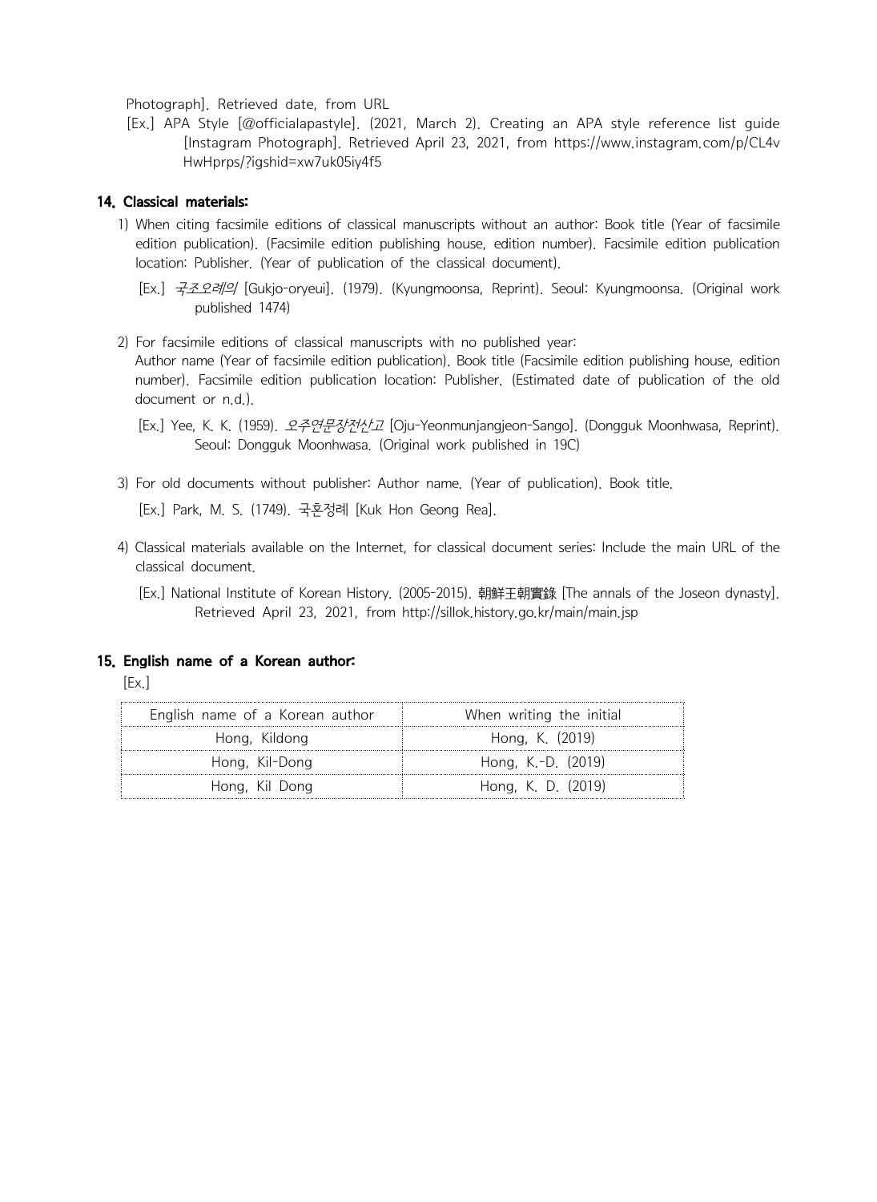Photograph]. Retrieved date, from URL

[Ex.] APA Style [@officialapastyle]. (2021, March 2). Creating an APA style reference list guide [Instagram Photograph]. Retrieved April 23, 2021, from https://www.instagram.com/p/CL4vHwHprps/?igshid=xw7uk05iy4f5

## 14. Classical materials:

1) When citing facsimile editions of classical manuscripts without an author: Book title (Year of facsimile edition publication). (Facsimile edition publishing house, edition number). Facsimile edition publication location: Publisher. (Year of publication of the classical document).

   [Ex.] *국조오례의* [Gukjo-oryeui]. (1979). (Kyungmoonsa, Reprint). Seoul: Kyungmoonsa. (Original work published 1474)

2) For facsimile editions of classical manuscripts with no published year:
   Author name (Year of facsimile edition publication). Book title (Facsimile edition publishing house, edition number). Facsimile edition publication location: Publisher. (Estimated date of publication of the old document or n.d.).

   [Ex.] Yee, K. K. (1959). *오주연문장전산고* [Oju-Yeonmunjangjeon-Sango]. (Dongguk Moonhwasa, Reprint). Seoul: Dongguk Moonhwasa. (Original work published in 19C)

3) For old documents without publisher: Author name. (Year of publication). Book title.

   [Ex.] Park, M. S. (1749). 국혼정례 [Kuk Hon Geong Rea].

4) Classical materials available on the Internet, for classical document series: Include the main URL of the classical document.

   [Ex.] National Institute of Korean History. (2005-2015). 朝鮮王朝實錄 [The annals of the Joseon dynasty]. Retrieved April 23, 2021, from http://sillok.history.go.kr/main/main.jsp

## 15. English name of a Korean author:

[Ex.]

| English name of a Korean author | When writing the initial |
|---|---|
| Hong, Kildong | Hong, K. (2019) |
| Hong, Kil-Dong | Hong, K.-D. (2019) |
| Hong, Kil Dong | Hong, K. D. (2019) |